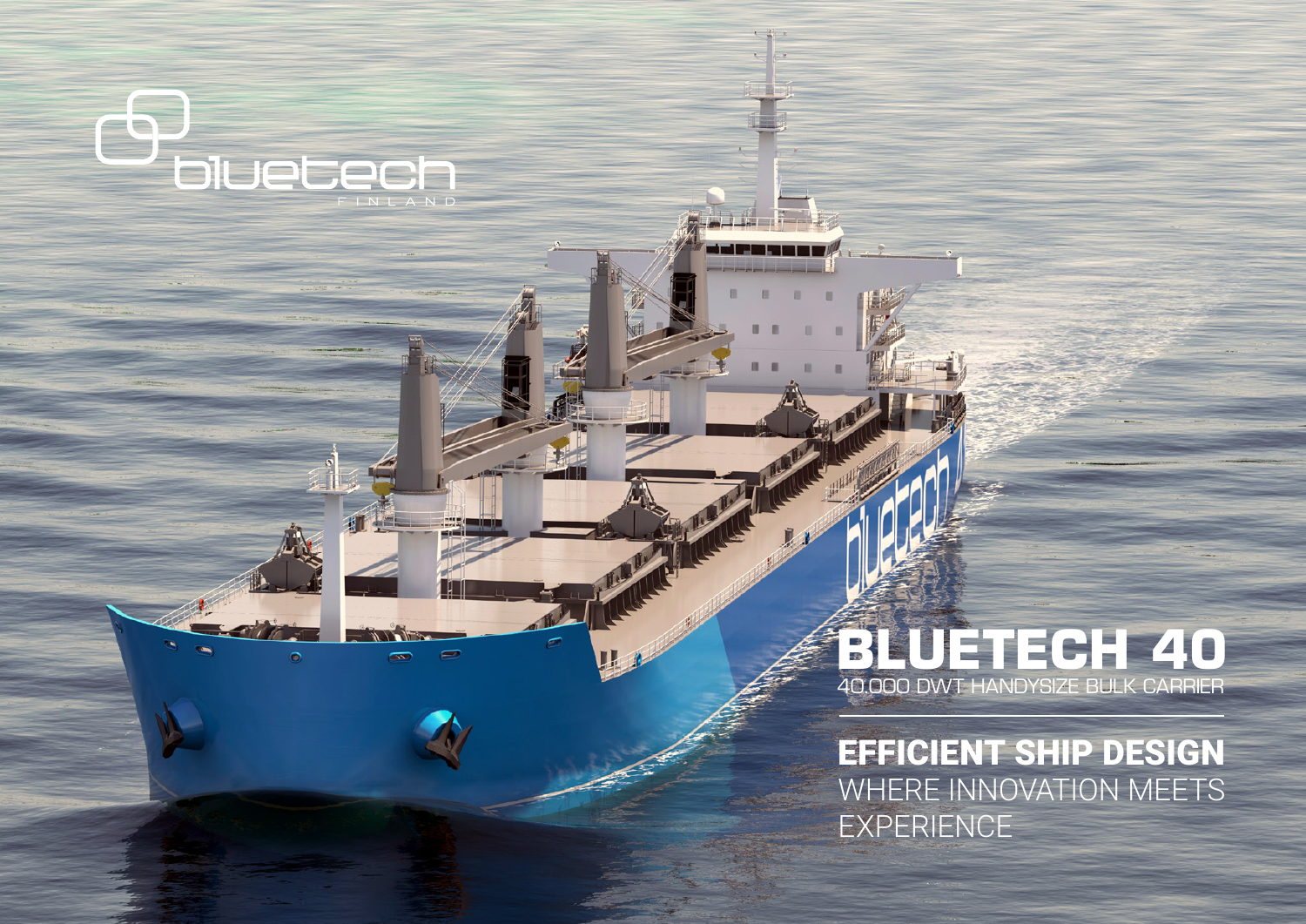bluetech

FINLAND

# BLUETECH 40

40.000 DWT HANDYSIZE BULK CARRIER

---

## EFFICIENT SHIP DESIGN

WHERE INNOVATION MEETS EXPERIENCE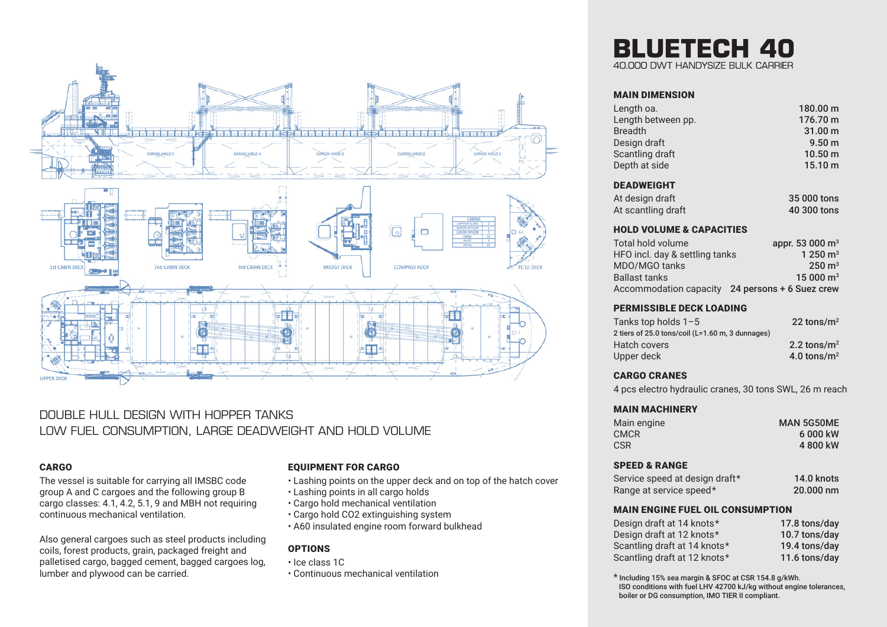# BLUETECH 40

40.000 DWT HANDYSIZE BULK CARRIER

DOUBLE HULL DESIGN WITH HOPPER TANKS
LOW FUEL CONSUMPTION, LARGE DEADWEIGHT AND HOLD VOLUME

### CARGO

The vessel is suitable for carrying all IMSBC code group A and C cargoes and the following group B cargo classes: 4.1, 4.2, 5.1, 9 and MBH not requiring continuous mechanical ventilation.

Also general cargoes such as steel products including coils, forest products, grain, packaged freight and palletised cargo, bagged cement, bagged cargoes log, lumber and plywood can be carried.

### EQUIPMENT FOR CARGO

- Lashing points on the upper deck and on top of the hatch cover
- Lashing points in all cargo holds
- Cargo hold mechanical ventilation
- Cargo hold CO2 extinguishing system
- A60 insulated engine room forward bulkhead

### OPTIONS

- Ice class 1C
- Continuous mechanical ventilation

### MAIN DIMENSION

| | |
|---|---|
| Length oa. | 180.00 m |
| Length between pp. | 176.70 m |
| Breadth | 31.00 m |
| Design draft | 9.50 m |
| Scantling draft | 10.50 m |
| Depth at side | 15.10 m |

### DEADWEIGHT

| | |
|---|---|
| At design draft | 35 000 tons |
| At scantling draft | 40 300 tons |

### HOLD VOLUME & CAPACITIES

| | |
|---|---|
| Total hold volume | appr. 53 000 $m^3$ |
| HFO incl. day & settling tanks | 1 250 $m^3$ |
| MDO/MGO tanks | 250 $m^3$ |
| Ballast tanks | 15 000 $m^3$ |
| Accommodation capacity | 24 persons + 6 Suez crew |

### PERMISSIBLE DECK LOADING

| | |
|---|---|
| Tanks top holds 1–5 | 22 tons/$m^2$ |
| 2 tiers of 25.0 tons/coil (L=1.60 m, 3 dunnages) | |
| Hatch covers | 2.2 tons/$m^2$ |
| Upper deck | 4.0 tons/$m^2$ |

### CARGO CRANES

4 pcs electro hydraulic cranes, 30 tons SWL, 26 m reach

### MAIN MACHINERY

| | |
|---|---|
| Main engine | MAN 5G50ME |
| CMCR | 6 000 kW |
| CSR | 4 800 kW |

### SPEED & RANGE

| | |
|---|---|
| Service speed at design draft* | 14.0 knots |
| Range at service speed* | 20.000 nm |

### MAIN ENGINE FUEL OIL CONSUMPTION

| | |
|---|---|
| Design draft at 14 knots* | 17.8 tons/day |
| Design draft at 12 knots* | 10.7 tons/day |
| Scantling draft at 14 knots* | 19.4 tons/day |
| Scantling draft at 12 knots* | 11.6 tons/day |

\* Including 15% sea margin & SFOC at CSR 154.8 g/kWh. ISO conditions with fuel LHV 42700 kJ/kg without engine tolerances, boiler or DG consumption, IMO TIER II compliant.